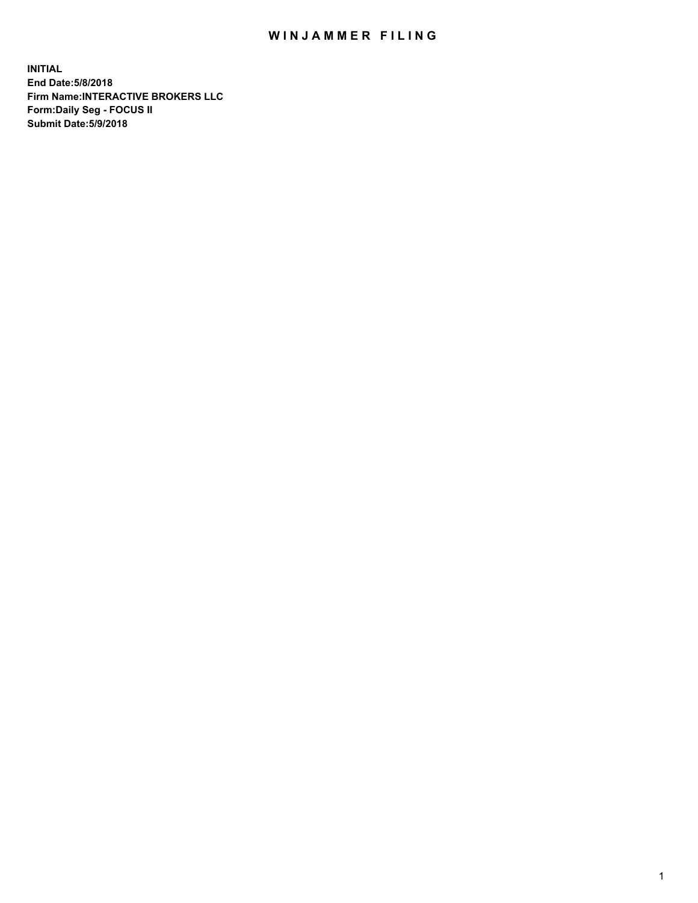# WINJAMMER FILING

**INITIAL**
**End Date:5/8/2018**
**Firm Name:INTERACTIVE BROKERS LLC**
**Form:Daily Seg - FOCUS II**
**Submit Date:5/9/2018**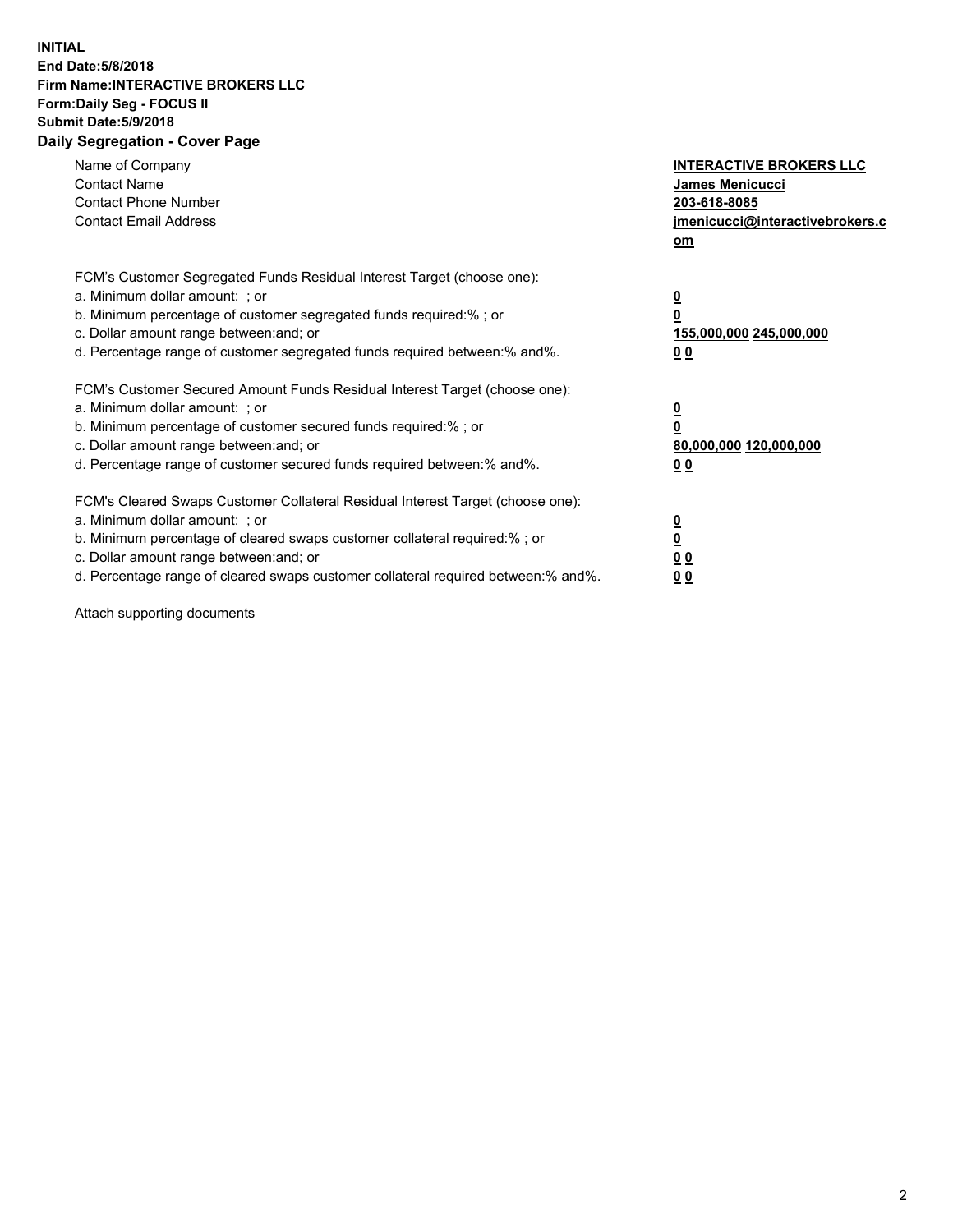**INITIAL**
**End Date:5/8/2018**
**Firm Name:INTERACTIVE BROKERS LLC**
**Form:Daily Seg - FOCUS II**
**Submit Date:5/9/2018**
**Daily Segregation - Cover Page**

| | |
|---|---|
| Name of Company | **INTERACTIVE BROKERS LLC** |
| Contact Name | **James Menicucci** |
| Contact Phone Number | **203-618-8085** |
| Contact Email Address | **jmenicucci@interactivebrokers.com** |

| FCM's Customer Segregated Funds Residual Interest Target (choose one): | |
|---|---|
| a. Minimum dollar amount: ; or | **0** |
| b. Minimum percentage of customer segregated funds required:% ; or | **0** |
| c. Dollar amount range between:and; or | **155,000,000 245,000,000** |
| d. Percentage range of customer segregated funds required between:% and%. | **0 0** |

| FCM's Customer Secured Amount Funds Residual Interest Target (choose one): | |
|---|---|
| a. Minimum dollar amount: ; or | **0** |
| b. Minimum percentage of customer secured funds required:% ; or | **0** |
| c. Dollar amount range between:and; or | **80,000,000 120,000,000** |
| d. Percentage range of customer secured funds required between:% and%. | **0 0** |

| FCM's Cleared Swaps Customer Collateral Residual Interest Target (choose one): | |
|---|---|
| a. Minimum dollar amount: ; or | **0** |
| b. Minimum percentage of cleared swaps customer collateral required:% ; or | **0** |
| c. Dollar amount range between:and; or | **0 0** |
| d. Percentage range of cleared swaps customer collateral required between:% and%. | **0 0** |

Attach supporting documents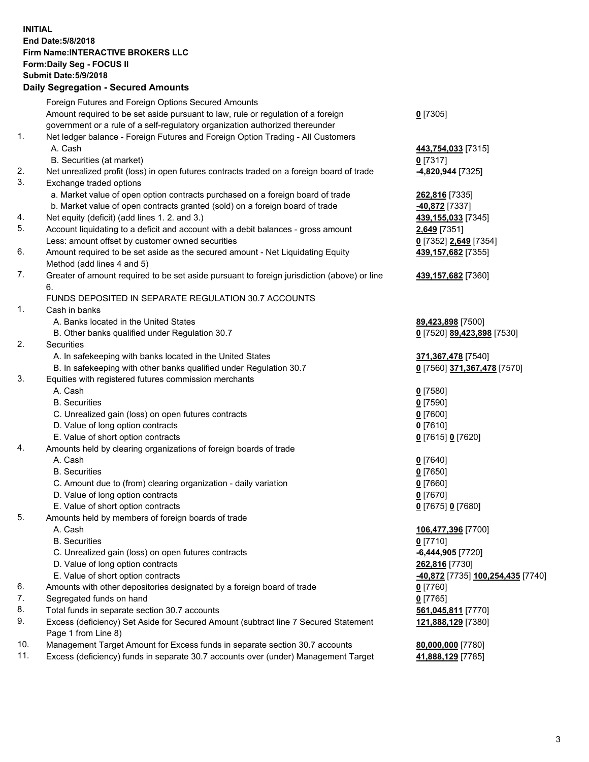**INITIAL**
**End Date:5/8/2018**
**Firm Name:INTERACTIVE BROKERS LLC**
**Form:Daily Seg - FOCUS II**
**Submit Date:5/9/2018**

## Daily Segregation - Secured Amounts

| | | |
|---|---|---|
| | Foreign Futures and Foreign Options Secured Amounts | |
| | Amount required to be set aside pursuant to law, rule or regulation of a foreign government or a rule of a self-regulatory organization authorized thereunder | **0** [7305] |
| 1. | Net ledger balance - Foreign Futures and Foreign Option Trading - All Customers | |
| | A. Cash | **443,754,033** [7315] |
| | B. Securities (at market) | **0** [7317] |
| 2. | Net unrealized profit (loss) in open futures contracts traded on a foreign board of trade | **-4,820,944** [7325] |
| 3. | Exchange traded options | |
| | a. Market value of open option contracts purchased on a foreign board of trade | **262,816** [7335] |
| | b. Market value of open contracts granted (sold) on a foreign board of trade | **-40,872** [7337] |
| 4. | Net equity (deficit) (add lines 1. 2. and 3.) | **439,155,033** [7345] |
| 5. | Account liquidating to a deficit and account with a debit balances - gross amount | **2,649** [7351] |
| | Less: amount offset by customer owned securities | **0** [7352] **2,649** [7354] |
| 6. | Amount required to be set aside as the secured amount - Net Liquidating Equity Method (add lines 4 and 5) | **439,157,682** [7355] |
| 7. | Greater of amount required to be set aside pursuant to foreign jurisdiction (above) or line 6. | **439,157,682** [7360] |
| | FUNDS DEPOSITED IN SEPARATE REGULATION 30.7 ACCOUNTS | |
| 1. | Cash in banks | |
| | A. Banks located in the United States | **89,423,898** [7500] |
| | B. Other banks qualified under Regulation 30.7 | **0** [7520] **89,423,898** [7530] |
| 2. | Securities | |
| | A. In safekeeping with banks located in the United States | **371,367,478** [7540] |
| | B. In safekeeping with other banks qualified under Regulation 30.7 | **0** [7560] **371,367,478** [7570] |
| 3. | Equities with registered futures commission merchants | |
| | A. Cash | **0** [7580] |
| | B. Securities | **0** [7590] |
| | C. Unrealized gain (loss) on open futures contracts | **0** [7600] |
| | D. Value of long option contracts | **0** [7610] |
| | E. Value of short option contracts | **0** [7615] **0** [7620] |
| 4. | Amounts held by clearing organizations of foreign boards of trade | |
| | A. Cash | **0** [7640] |
| | B. Securities | **0** [7650] |
| | C. Amount due to (from) clearing organization - daily variation | **0** [7660] |
| | D. Value of long option contracts | **0** [7670] |
| | E. Value of short option contracts | **0** [7675] **0** [7680] |
| 5. | Amounts held by members of foreign boards of trade | |
| | A. Cash | **106,477,396** [7700] |
| | B. Securities | **0** [7710] |
| | C. Unrealized gain (loss) on open futures contracts | **-6,444,905** [7720] |
| | D. Value of long option contracts | **262,816** [7730] |
| | E. Value of short option contracts | **-40,872** [7735] **100,254,435** [7740] |
| 6. | Amounts with other depositories designated by a foreign board of trade | **0** [7760] |
| 7. | Segregated funds on hand | **0** [7765] |
| 8. | Total funds in separate section 30.7 accounts | **561,045,811** [7770] |
| 9. | Excess (deficiency) Set Aside for Secured Amount (subtract line 7 Secured Statement Page 1 from Line 8) | **121,888,129** [7380] |
| 10. | Management Target Amount for Excess funds in separate section 30.7 accounts | **80,000,000** [7780] |
| 11. | Excess (deficiency) funds in separate 30.7 accounts over (under) Management Target | **41,888,129** [7785] |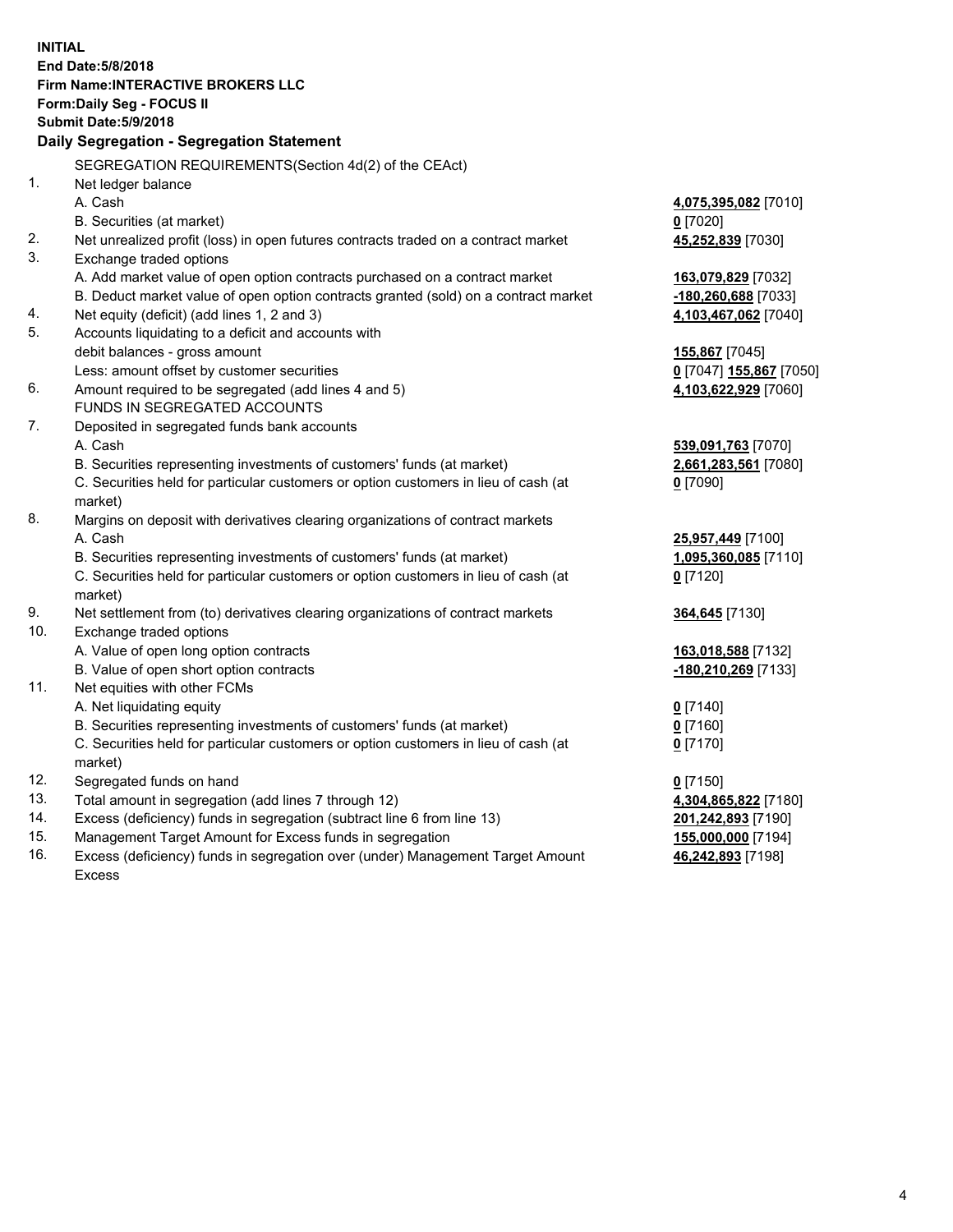**INITIAL**
**End Date:5/8/2018**
**Firm Name:INTERACTIVE BROKERS LLC**
**Form:Daily Seg - FOCUS II**
**Submit Date:5/9/2018**

**Daily Segregation - Segregation Statement**

SEGREGATION REQUIREMENTS(Section 4d(2) of the CEAct)

| | | |
|---|---|---|
| 1. | Net ledger balance | |
| | A. Cash | **4,075,395,082** [7010] |
| | B. Securities (at market) | **0** [7020] |
| 2. | Net unrealized profit (loss) in open futures contracts traded on a contract market | **45,252,839** [7030] |
| 3. | Exchange traded options | |
| | A. Add market value of open option contracts purchased on a contract market | **163,079,829** [7032] |
| | B. Deduct market value of open option contracts granted (sold) on a contract market | **-180,260,688** [7033] |
| 4. | Net equity (deficit) (add lines 1, 2 and 3) | **4,103,467,062** [7040] |
| 5. | Accounts liquidating to a deficit and accounts with | |
| | debit balances - gross amount | **155,867** [7045] |
| | Less: amount offset by customer securities | **0** [7047] **155,867** [7050] |
| 6. | Amount required to be segregated (add lines 4 and 5) | **4,103,622,929** [7060] |
| | FUNDS IN SEGREGATED ACCOUNTS | |
| 7. | Deposited in segregated funds bank accounts | |
| | A. Cash | **539,091,763** [7070] |
| | B. Securities representing investments of customers' funds (at market) | **2,661,283,561** [7080] |
| | C. Securities held for particular customers or option customers in lieu of cash (at market) | **0** [7090] |
| 8. | Margins on deposit with derivatives clearing organizations of contract markets | |
| | A. Cash | **25,957,449** [7100] |
| | B. Securities representing investments of customers' funds (at market) | **1,095,360,085** [7110] |
| | C. Securities held for particular customers or option customers in lieu of cash (at market) | **0** [7120] |
| 9. | Net settlement from (to) derivatives clearing organizations of contract markets | **364,645** [7130] |
| 10. | Exchange traded options | |
| | A. Value of open long option contracts | **163,018,588** [7132] |
| | B. Value of open short option contracts | **-180,210,269** [7133] |
| 11. | Net equities with other FCMs | |
| | A. Net liquidating equity | **0** [7140] |
| | B. Securities representing investments of customers' funds (at market) | **0** [7160] |
| | C. Securities held for particular customers or option customers in lieu of cash (at market) | **0** [7170] |
| 12. | Segregated funds on hand | **0** [7150] |
| 13. | Total amount in segregation (add lines 7 through 12) | **4,304,865,822** [7180] |
| 14. | Excess (deficiency) funds in segregation (subtract line 6 from line 13) | **201,242,893** [7190] |
| 15. | Management Target Amount for Excess funds in segregation | **155,000,000** [7194] |
| 16. | Excess (deficiency) funds in segregation over (under) Management Target Amount Excess | **46,242,893** [7198] |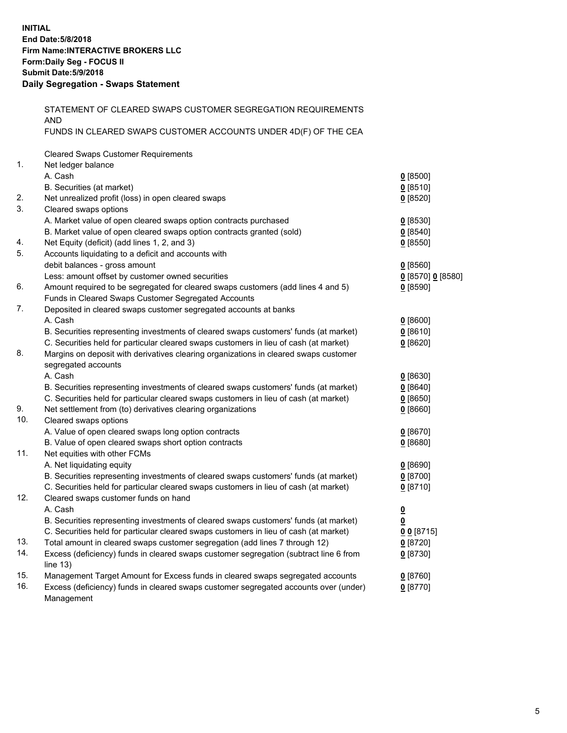**INITIAL**
**End Date:5/8/2018**
**Firm Name:INTERACTIVE BROKERS LLC**
**Form:Daily Seg - FOCUS II**
**Submit Date:5/9/2018**
**Daily Segregation - Swaps Statement**

STATEMENT OF CLEARED SWAPS CUSTOMER SEGREGATION REQUIREMENTS AND
FUNDS IN CLEARED SWAPS CUSTOMER ACCOUNTS UNDER 4D(F) OF THE CEA

| | | |
|---|---|---|
| | Cleared Swaps Customer Requirements | |
| 1. | Net ledger balance | |
| | A. Cash | 0 [8500] |
| | B. Securities (at market) | 0 [8510] |
| 2. | Net unrealized profit (loss) in open cleared swaps | 0 [8520] |
| 3. | Cleared swaps options | |
| | A. Market value of open cleared swaps option contracts purchased | 0 [8530] |
| | B. Market value of open cleared swaps option contracts granted (sold) | 0 [8540] |
| 4. | Net Equity (deficit) (add lines 1, 2, and 3) | 0 [8550] |
| 5. | Accounts liquidating to a deficit and accounts with | |
| | debit balances - gross amount | 0 [8560] |
| | Less: amount offset by customer owned securities | 0 [8570] 0 [8580] |
| 6. | Amount required to be segregated for cleared swaps customers (add lines 4 and 5) | 0 [8590] |
| | Funds in Cleared Swaps Customer Segregated Accounts | |
| 7. | Deposited in cleared swaps customer segregated accounts at banks | |
| | A. Cash | 0 [8600] |
| | B. Securities representing investments of cleared swaps customers' funds (at market) | 0 [8610] |
| | C. Securities held for particular cleared swaps customers in lieu of cash (at market) | 0 [8620] |
| 8. | Margins on deposit with derivatives clearing organizations in cleared swaps customer segregated accounts | |
| | A. Cash | 0 [8630] |
| | B. Securities representing investments of cleared swaps customers' funds (at market) | 0 [8640] |
| | C. Securities held for particular cleared swaps customers in lieu of cash (at market) | 0 [8650] |
| 9. | Net settlement from (to) derivatives clearing organizations | 0 [8660] |
| 10. | Cleared swaps options | |
| | A. Value of open cleared swaps long option contracts | 0 [8670] |
| | B. Value of open cleared swaps short option contracts | 0 [8680] |
| 11. | Net equities with other FCMs | |
| | A. Net liquidating equity | 0 [8690] |
| | B. Securities representing investments of cleared swaps customers' funds (at market) | 0 [8700] |
| | C. Securities held for particular cleared swaps customers in lieu of cash (at market) | 0 [8710] |
| 12. | Cleared swaps customer funds on hand | |
| | A. Cash | 0 |
| | B. Securities representing investments of cleared swaps customers' funds (at market) | 0 |
| | C. Securities held for particular cleared swaps customers in lieu of cash (at market) | 0 0 [8715] |
| 13. | Total amount in cleared swaps customer segregation (add lines 7 through 12) | 0 [8720] |
| 14. | Excess (deficiency) funds in cleared swaps customer segregation (subtract line 6 from line 13) | 0 [8730] |
| 15. | Management Target Amount for Excess funds in cleared swaps segregated accounts | 0 [8760] |
| 16. | Excess (deficiency) funds in cleared swaps customer segregated accounts over (under) Management | 0 [8770] |